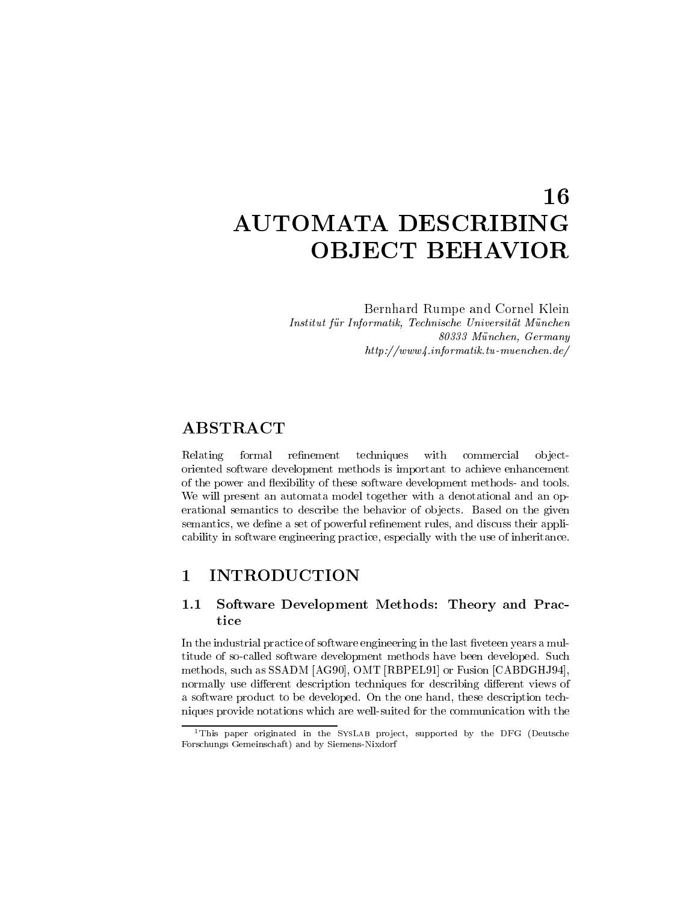# 16 AUTOMATA DESCRIBING OBJECT BEHAVIOR

Bernhard Rumpe and Cornel Klein

*Institut für Informatik, Technische Universität München*
*80333 München, Germany*
*http://www4.informatik.tu-muenchen.de/*

## ABSTRACT

Relating formal refinement techniques with commercial object-oriented software development methods is important to achieve enhancement of the power and flexibility of these software development methods- and tools. We will present an automata model together with a denotational and an operational semantics to describe the behavior of objects. Based on the given semantics, we define a set of powerful refinement rules, and discuss their applicability in software engineering practice, especially with the use of inheritance.

## 1 INTRODUCTION

### 1.1 Software Development Methods: Theory and Practice

In the industrial practice of software engineering in the last fiveteen years a multitude of so-called software development methods have been developed. Such methods, such as SSADM [AG90], OMT [RBPEL91] or Fusion [CABDGHJ94], normally use different description techniques for describing different views of a software product to be developed. On the one hand, these description techniques provide notations which are well-suited for the communication with the

[1]This paper originated in the SysLab project, supported by the DFG (Deutsche Forschungs Gemeinschaft) and by Siemens-Nixdorf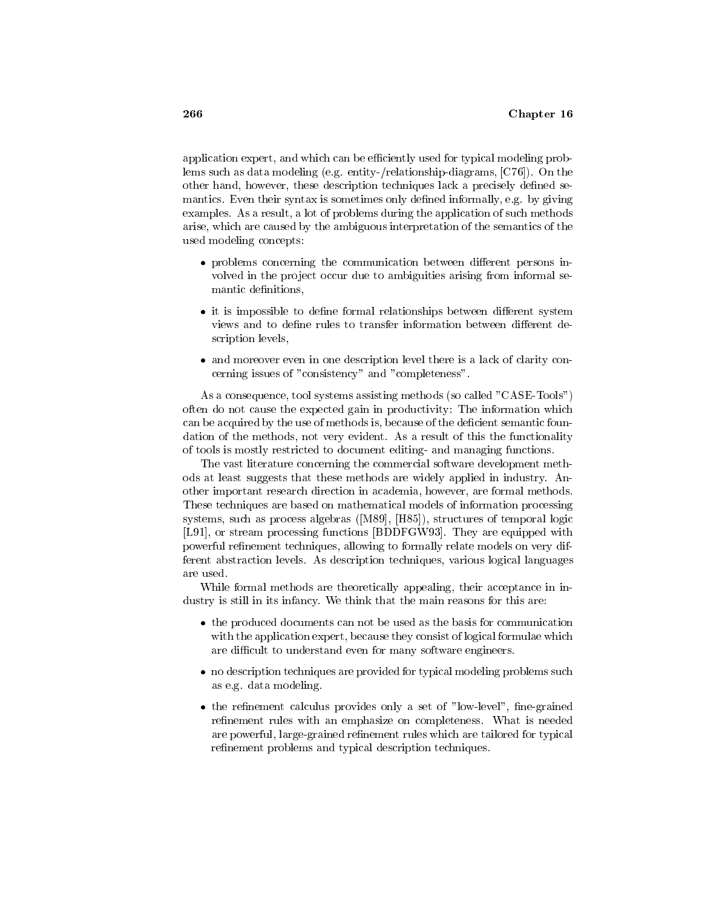application expert, and which can be efficiently used for typical modeling problems such as data modeling (e.g. entity-/relationship-diagrams, [C76]). On the other hand, however, these description techniques lack a precisely defined semantics. Even their syntax is sometimes only defined informally, e.g. by giving examples. As a result, a lot of problems during the application of such methods arise, which are caused by the ambiguous interpretation of the semantics of the used modeling concepts:

- problems concerning the communication between different persons involved in the project occur due to ambiguities arising from informal semantic definitions,
- it is impossible to define formal relationships between different system views and to define rules to transfer information between different description levels,
- and moreover even in one description level there is a lack of clarity concerning issues of "consistency" and "completeness".

As a consequence, tool systems assisting methods (so called "CASE-Tools") often do not cause the expected gain in productivity: The information which can be acquired by the use of methods is, because of the deficient semantic foundation of the methods, not very evident. As a result of this the functionality of tools is mostly restricted to document editing- and managing functions.

The vast literature concerning the commercial software development methods at least suggests that these methods are widely applied in industry. Another important research direction in academia, however, are formal methods. These techniques are based on mathematical models of information processing systems, such as process algebras ([M89], [H85]), structures of temporal logic [L91], or stream processing functions [BDDFGW93]. They are equipped with powerful refinement techniques, allowing to formally relate models on very different abstraction levels. As description techniques, various logical languages are used.

While formal methods are theoretically appealing, their acceptance in industry is still in its infancy. We think that the main reasons for this are:

- the produced documents can not be used as the basis for communication with the application expert, because they consist of logical formulae which are difficult to understand even for many software engineers.
- no description techniques are provided for typical modeling problems such as e.g. data modeling.
- the refinement calculus provides only a set of "low-level", fine-grained refinement rules with an emphasize on completeness. What is needed are powerful, large-grained refinement rules which are tailored for typical refinement problems and typical description techniques.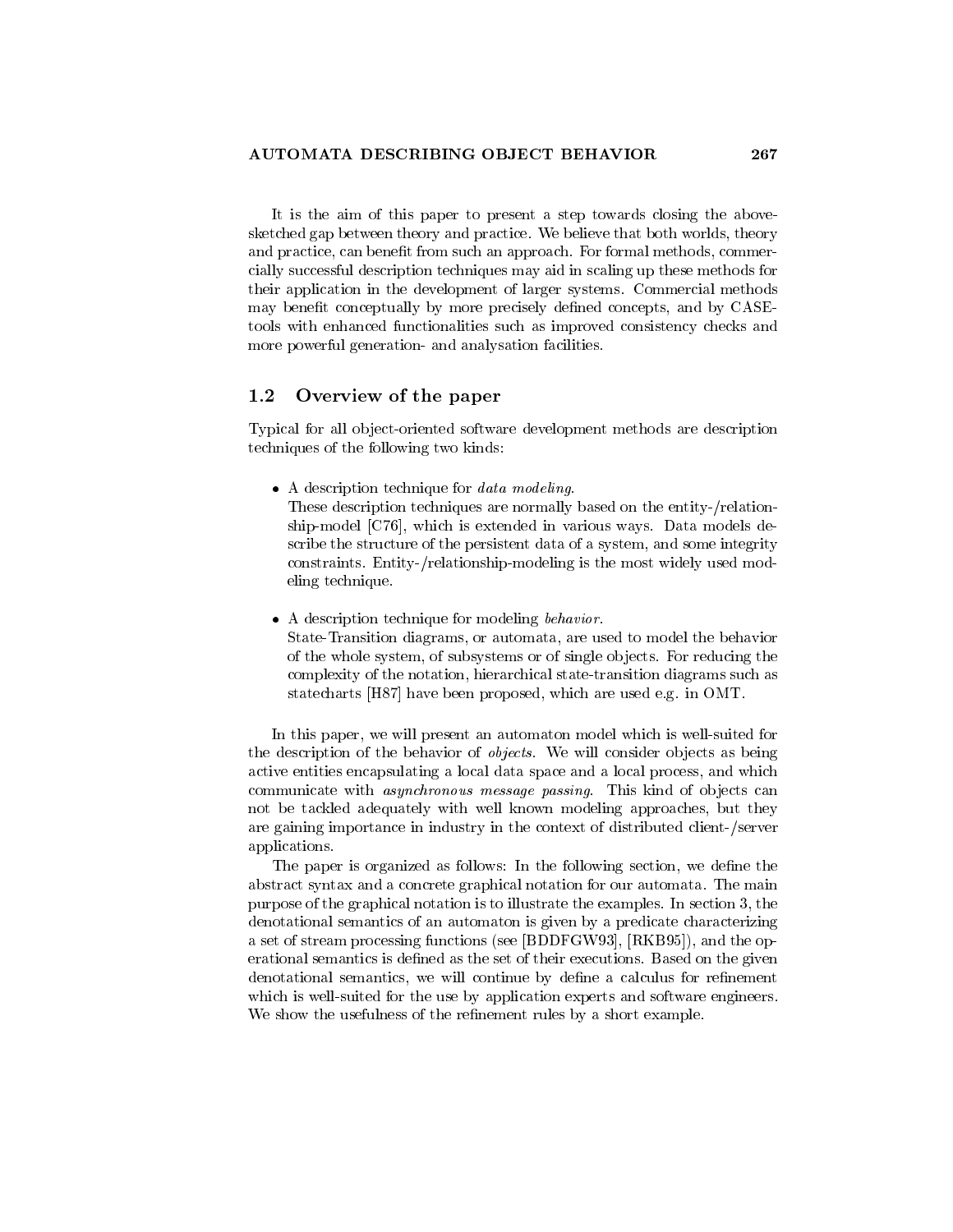It is the aim of this paper to present a step towards closing the above-sketched gap between theory and practice. We believe that both worlds, theory and practice, can benefit from such an approach. For formal methods, commercially successful description techniques may aid in scaling up these methods for their application in the development of larger systems. Commercial methods may benefit conceptually by more precisely defined concepts, and by CASE-tools with enhanced functionalities such as improved consistency checks and more powerful generation- and analysation facilities.

## 1.2 Overview of the paper

Typical for all object-oriented software development methods are description techniques of the following two kinds:

- A description technique for *data modeling*.
  These description techniques are normally based on the entity-/relationship-model [C76], which is extended in various ways. Data models describe the structure of the persistent data of a system, and some integrity constraints. Entity-/relationship-modeling is the most widely used modeling technique.

- A description technique for modeling *behavior*.
  State-Transition diagrams, or automata, are used to model the behavior of the whole system, of subsystems or of single objects. For reducing the complexity of the notation, hierarchical state-transition diagrams such as statecharts [H87] have been proposed, which are used e.g. in OMT.

In this paper, we will present an automaton model which is well-suited for the description of the behavior of *objects*. We will consider objects as being active entities encapsulating a local data space and a local process, and which communicate with *asynchronous message passing*. This kind of objects can not be tackled adequately with well known modeling approaches, but they are gaining importance in industry in the context of distributed client-/server applications.

The paper is organized as follows: In the following section, we define the abstract syntax and a concrete graphical notation for our automata. The main purpose of the graphical notation is to illustrate the examples. In section 3, the denotational semantics of an automaton is given by a predicate characterizing a set of stream processing functions (see [BDDFGW93], [RKB95]), and the operational semantics is defined as the set of their executions. Based on the given denotational semantics, we will continue by define a calculus for refinement which is well-suited for the use by application experts and software engineers. We show the usefulness of the refinement rules by a short example.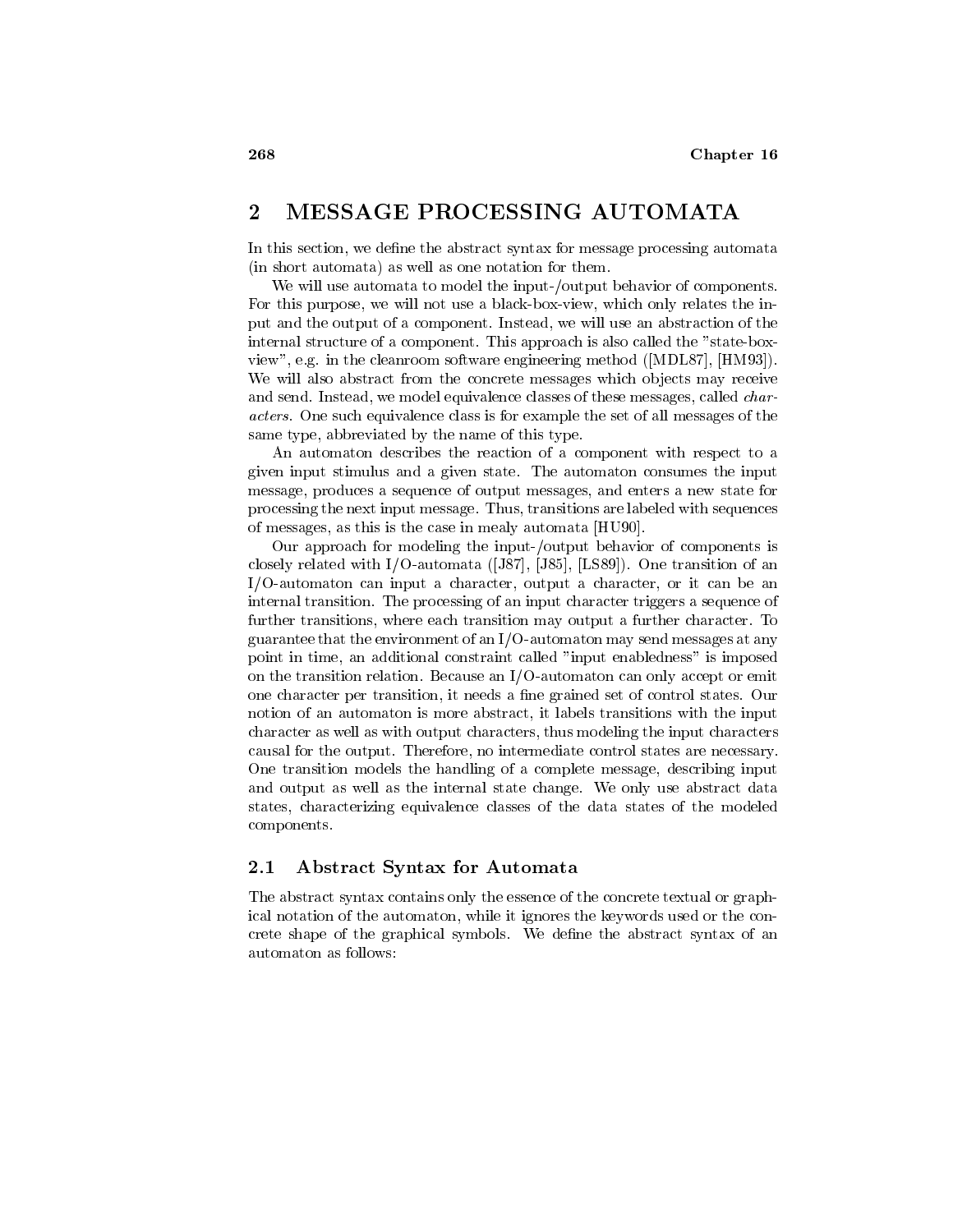# 2 MESSAGE PROCESSING AUTOMATA

In this section, we define the abstract syntax for message processing automata (in short automata) as well as one notation for them.

We will use automata to model the input-/output behavior of components. For this purpose, we will not use a black-box-view, which only relates the input and the output of a component. Instead, we will use an abstraction of the internal structure of a component. This approach is also called the "state-box-view", e.g. in the cleanroom software engineering method ([MDL87], [HM93]). We will also abstract from the concrete messages which objects may receive and send. Instead, we model equivalence classes of these messages, called *characters*. One such equivalence class is for example the set of all messages of the same type, abbreviated by the name of this type.

An automaton describes the reaction of a component with respect to a given input stimulus and a given state. The automaton consumes the input message, produces a sequence of output messages, and enters a new state for processing the next input message. Thus, transitions are labeled with sequences of messages, as this is the case in mealy automata [HU90].

Our approach for modeling the input-/output behavior of components is closely related with I/O-automata ([J87], [J85], [LS89]). One transition of an I/O-automaton can input a character, output a character, or it can be an internal transition. The processing of an input character triggers a sequence of further transitions, where each transition may output a further character. To guarantee that the environment of an I/O-automaton may send messages at any point in time, an additional constraint called "input enabledness" is imposed on the transition relation. Because an I/O-automaton can only accept or emit one character per transition, it needs a fine grained set of control states. Our notion of an automaton is more abstract, it labels transitions with the input character as well as with output characters, thus modeling the input characters causal for the output. Therefore, no intermediate control states are necessary. One transition models the handling of a complete message, describing input and output as well as the internal state change. We only use abstract data states, characterizing equivalence classes of the data states of the modeled components.

## 2.1 Abstract Syntax for Automata

The abstract syntax contains only the essence of the concrete textual or graphical notation of the automaton, while it ignores the keywords used or the concrete shape of the graphical symbols. We define the abstract syntax of an automaton as follows: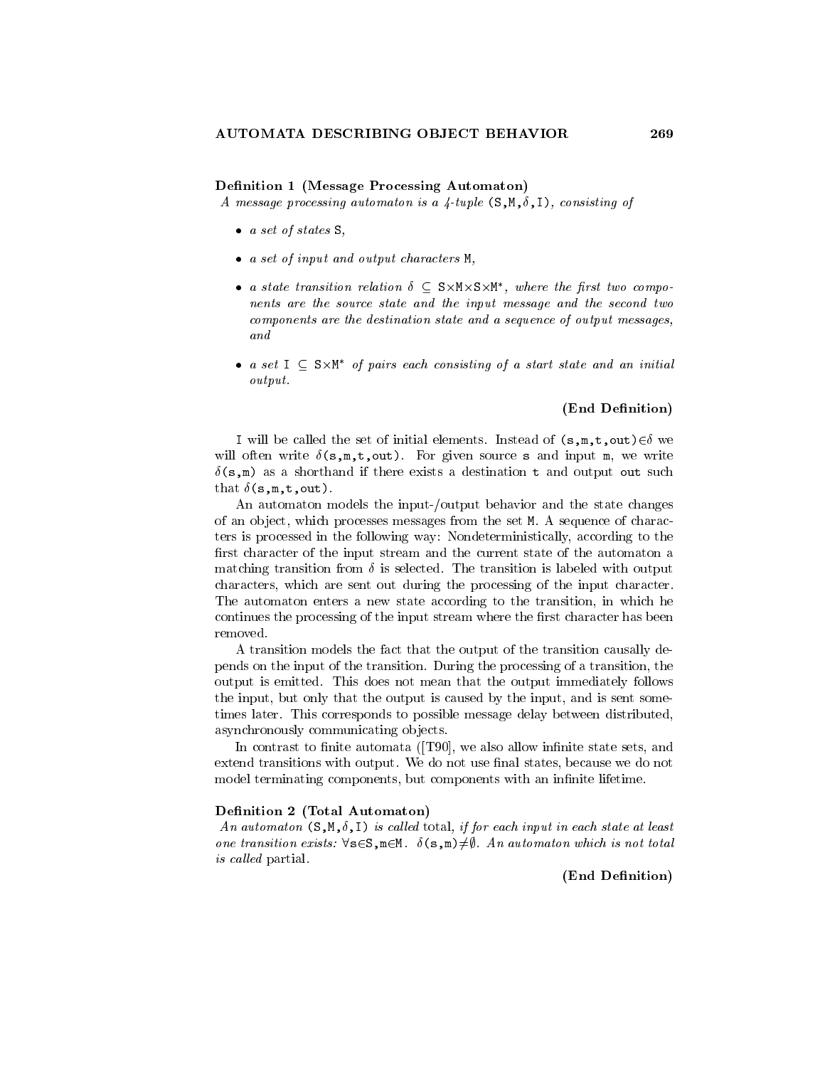**Definition 1 (Message Processing Automaton)**
*A message processing automaton is a 4-tuple* (S,M,$\delta$,I)*, consisting of*

- *a set of states* S*,*
- *a set of input and output characters* M*,*
- *a state transition relation* $\delta \subseteq$ S$\times$M$\times$S$\times$M$^*$*, where the first two components are the source state and the input message and the second two components are the destination state and a sequence of output messages, and*
- *a set* I $\subseteq$ S$\times$M$^*$ *of pairs each consisting of a start state and an initial output.*

**(End Definition)**

I will be called the set of initial elements. Instead of (s,m,t,out)$\in\delta$ we will often write $\delta$(s,m,t,out). For given source s and input m, we write $\delta$(s,m) as a shorthand if there exists a destination t and output out such that $\delta$(s,m,t,out).

An automaton models the input-/output behavior and the state changes of an object, which processes messages from the set M. A sequence of characters is processed in the following way: Nondeterministically, according to the first character of the input stream and the current state of the automaton a matching transition from $\delta$ is selected. The transition is labeled with output characters, which are sent out during the processing of the input character. The automaton enters a new state according to the transition, in which he continues the processing of the input stream where the first character has been removed.

A transition models the fact that the output of the transition causally depends on the input of the transition. During the processing of a transition, the output is emitted. This does not mean that the output immediately follows the input, but only that the output is caused by the input, and is sent sometimes later. This corresponds to possible message delay between distributed, asynchronously communicating objects.

In contrast to finite automata ([T90], we also allow infinite state sets, and extend transitions with output. We do not use final states, because we do not model terminating components, but components with an infinite lifetime.

**Definition 2 (Total Automaton)**
*An automaton* (S,M,$\delta$,I) *is called* total*, if for each input in each state at least one transition exists:* $\forall$s$\in$S,m$\in$M. $\delta$(s,m)$\neq\emptyset$*. An automaton which is not total is called* partial*.*

**(End Definition)**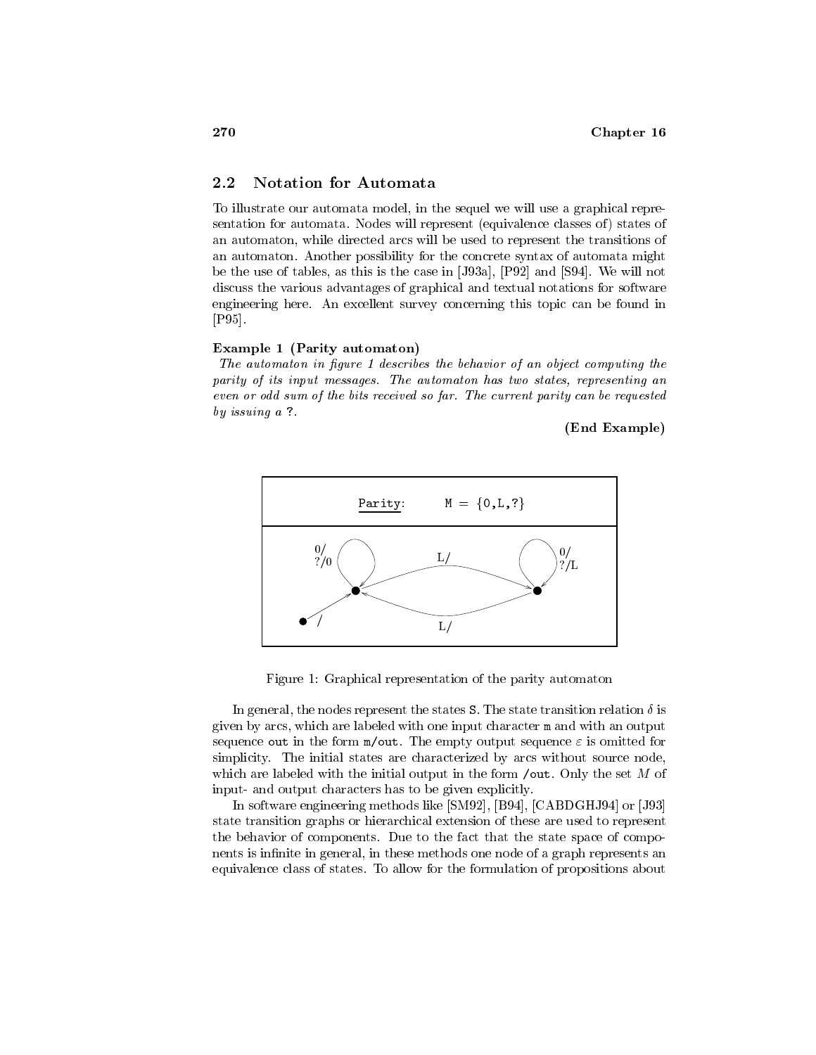## 2.2 Notation for Automata

To illustrate our automata model, in the sequel we will use a graphical representation for automata. Nodes will represent (equivalence classes of) states of an automaton, while directed arcs will be used to represent the transitions of an automaton. Another possibility for the concrete syntax of automata might be the use of tables, as this is the case in [J93a], [P92] and [S94]. We will not discuss the various advantages of graphical and textual notations for software engineering here. An excellent survey concerning this topic can be found in [P95].

**Example 1 (Parity automaton)**
*The automaton in figure 1 describes the behavior of an object computing the parity of its input messages. The automaton has two states, representing an even or odd sum of the bits received so far. The current parity can be requested by issuing a* `?`.

**(End Example)**

Figure 1: Graphical representation of the parity automaton

In general, the nodes represent the states `S`. The state transition relation $\delta$ is given by arcs, which are labeled with one input character `m` and with an output sequence `out` in the form `m/out`. The empty output sequence $\varepsilon$ is omitted for simplicity. The initial states are characterized by arcs without source node, which are labeled with the initial output in the form `/out`. Only the set $M$ of input- and output characters has to be given explicitly.

In software engineering methods like [SM92], [B94], [CABDGHJ94] or [J93] state transition graphs or hierarchical extension of these are used to represent the behavior of components. Due to the fact that the state space of components is infinite in general, in these methods one node of a graph represents an equivalence class of states. To allow for the formulation of propositions about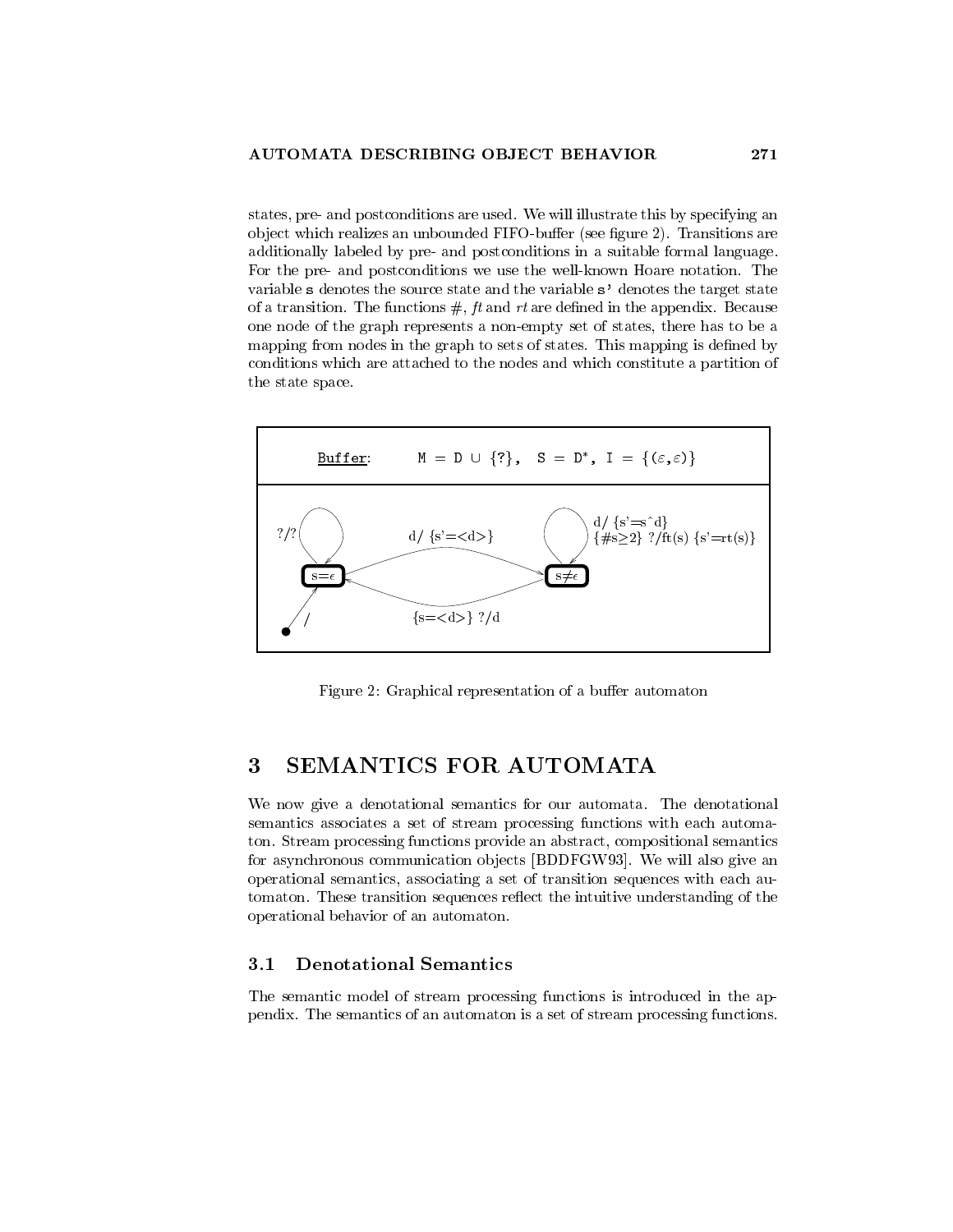states, pre- and postconditions are used. We will illustrate this by specifying an object which realizes an unbounded FIFO-buffer (see figure 2). Transitions are additionally labeled by pre- and postconditions in a suitable formal language. For the pre- and postconditions we use the well-known Hoare notation. The variable `s` denotes the source state and the variable `s'` denotes the target state of a transition. The functions #, *ft* and *rt* are defined in the appendix. Because one node of the graph represents a non-empty set of states, there has to be a mapping from nodes in the graph to sets of states. This mapping is defined by conditions which are attached to the nodes and which constitute a partition of the state space.

Buffer: M = D ∪ {?}, S = D*, I = {(ε,ε)}

Figure 2: Graphical representation of a buffer automaton

# 3 SEMANTICS FOR AUTOMATA

We now give a denotational semantics for our automata. The denotational semantics associates a set of stream processing functions with each automaton. Stream processing functions provide an abstract, compositional semantics for asynchronous communication objects [BDDFGW93]. We will also give an operational semantics, associating a set of transition sequences with each automaton. These transition sequences reflect the intuitive understanding of the operational behavior of an automaton.

## 3.1 Denotational Semantics

The semantic model of stream processing functions is introduced in the appendix. The semantics of an automaton is a set of stream processing functions.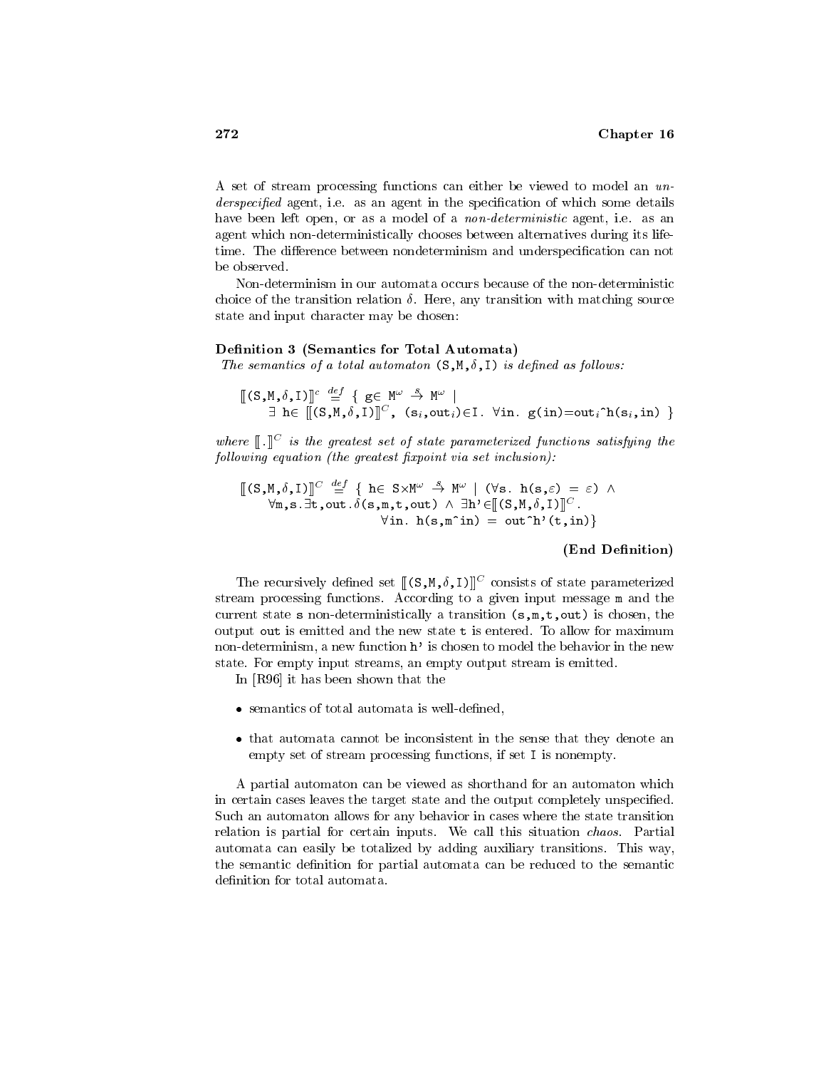A set of stream processing functions can either be viewed to model an *underspecified* agent, i.e. as an agent in the specification of which some details have been left open, or as a model of a *non-deterministic* agent, i.e. as an agent which non-deterministically chooses between alternatives during its lifetime. The difference between nondeterminism and underspecification can not be observed.

Non-determinism in our automata occurs because of the non-deterministic choice of the transition relation $\delta$. Here, any transition with matching source state and input character may be chosen:

**Definition 3 (Semantics for Total Automata)**
*The semantics of a total automaton* (S,M,$\delta$,I) *is defined as follows:*

$$
\begin{aligned}
&[\![(\mathtt{S},\mathtt{M},\delta,\mathtt{I})]\!]^c \stackrel{def}{=} \{\ \mathtt{g} \in \mathtt{M}^\omega \stackrel{s}{\to} \mathtt{M}^\omega \mid \\
&\quad \exists\ \mathtt{h} \in [\![(\mathtt{S},\mathtt{M},\delta,\mathtt{I})]\!]^C,\ (\mathtt{s}_i,\mathtt{out}_i) \in \mathtt{I}.\ \forall \mathtt{in}.\ \mathtt{g}(\mathtt{in}) = \mathtt{out}_i \hat{}\ \mathtt{h}(\mathtt{s}_i,\mathtt{in})\ \}
\end{aligned}
$$

*where* $[\![.]\!]^C$ *is the greatest set of state parameterized functions satisfying the following equation (the greatest fixpoint via set inclusion):*

$$
\begin{aligned}
&[\![(\mathtt{S},\mathtt{M},\delta,\mathtt{I})]\!]^C \stackrel{def}{=} \{\ \mathtt{h} \in \mathtt{S} \times \mathtt{M}^\omega \stackrel{s}{\to} \mathtt{M}^\omega \mid (\forall \mathtt{s}.\ \mathtt{h}(\mathtt{s},\varepsilon) = \varepsilon) \wedge \\
&\quad \forall \mathtt{m},\mathtt{s}. \exists \mathtt{t},\mathtt{out}. \delta(\mathtt{s},\mathtt{m},\mathtt{t},\mathtt{out}) \wedge \exists \mathtt{h}' \in [\![(\mathtt{S},\mathtt{M},\delta,\mathtt{I})]\!]^C. \\
&\qquad\qquad \forall \mathtt{in}.\ \mathtt{h}(\mathtt{s},\mathtt{m}\hat{}\mathtt{in}) = \mathtt{out}\hat{}\mathtt{h}'(\mathtt{t},\mathtt{in})\}
\end{aligned}
$$

**(End Definition)**

The recursively defined set $[\![(\mathtt{S},\mathtt{M},\delta,\mathtt{I})]\!]^C$ consists of state parameterized stream processing functions. According to a given input message m and the current state s non-deterministically a transition (s,m,t,out) is chosen, the output out is emitted and the new state t is entered. To allow for maximum non-determinism, a new function h' is chosen to model the behavior in the new state. For empty input streams, an empty output stream is emitted.

In [R96] it has been shown that the

- semantics of total automata is well-defined,
- that automata cannot be inconsistent in the sense that they denote an empty set of stream processing functions, if set I is nonempty.

A partial automaton can be viewed as shorthand for an automaton which in certain cases leaves the target state and the output completely unspecified. Such an automaton allows for any behavior in cases where the state transition relation is partial for certain inputs. We call this situation *chaos*. Partial automata can easily be totalized by adding auxiliary transitions. This way, the semantic definition for partial automata can be reduced to the semantic definition for total automata.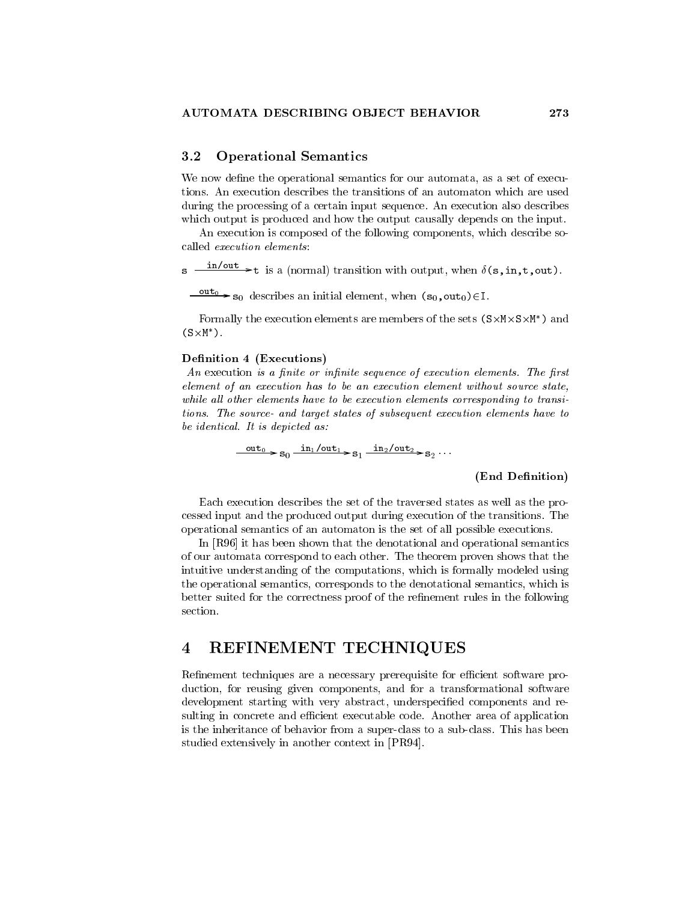## 3.2 Operational Semantics

We now define the operational semantics for our automata, as a set of executions. An execution describes the transitions of an automaton which are used during the processing of a certain input sequence. An execution also describes which output is produced and how the output causally depends on the input.

An execution is composed of the following components, which describe so-called *execution elements*:

$\mathtt{s} \xrightarrow{\mathtt{in/out}} \mathtt{t}$ is a (normal) transition with output, when $\delta(\mathtt{s},\mathtt{in},\mathtt{t},\mathtt{out})$.

$\xrightarrow{\mathtt{out}_0} \mathtt{s}_0$ describes an initial element, when $(\mathtt{s}_0,\mathtt{out}_0) \in \mathtt{I}$.

Formally the execution elements are members of the sets $(\mathtt{S}\times\mathtt{M}\times\mathtt{S}\times\mathtt{M}^*)$ and $(\mathtt{S}\times\mathtt{M}^*)$.

**Definition 4 (Executions)**
*An* execution *is a finite or infinite sequence of execution elements. The first element of an execution has to be an execution element without source state, while all other elements have to be execution elements corresponding to transitions. The source- and target states of subsequent execution elements have to be identical. It is depicted as:*

$$\xrightarrow{\mathtt{out}_0} \mathtt{s}_0 \xrightarrow{\mathtt{in}_1/\mathtt{out}_1} \mathtt{s}_1 \xrightarrow{\mathtt{in}_2/\mathtt{out}_2} \mathtt{s}_2 \cdots$$

**(End Definition)**

Each execution describes the set of the traversed states as well as the processed input and the produced output during execution of the transitions. The operational semantics of an automaton is the set of all possible executions.

In [R96] it has been shown that the denotational and operational semantics of our automata correspond to each other. The theorem proven shows that the intuitive understanding of the computations, which is formally modeled using the operational semantics, corresponds to the denotational semantics, which is better suited for the correctness proof of the refinement rules in the following section.

# 4 REFINEMENT TECHNIQUES

Refinement techniques are a necessary prerequisite for efficient software production, for reusing given components, and for a transformational software development starting with very abstract, underspecified components and resulting in concrete and efficient executable code. Another area of application is the inheritance of behavior from a super-class to a sub-class. This has been studied extensively in another context in [PR94].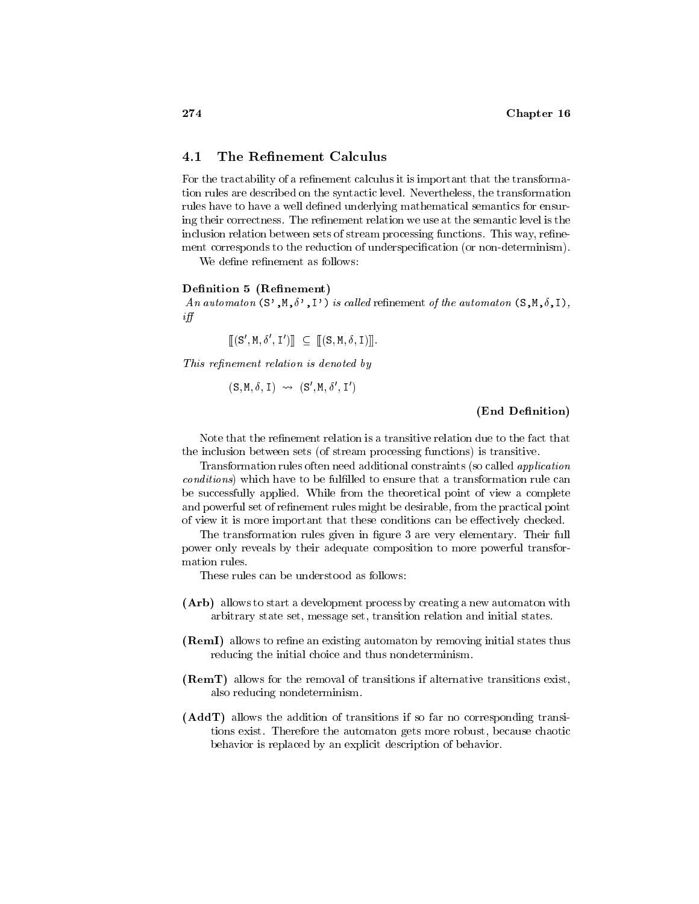## 4.1 The Refinement Calculus

For the tractability of a refinement calculus it is important that the transformation rules are described on the syntactic level. Nevertheless, the transformation rules have to have a well defined underlying mathematical semantics for ensuring their correctness. The refinement relation we use at the semantic level is the inclusion relation between sets of stream processing functions. This way, refinement corresponds to the reduction of underspecification (or non-determinism).

We define refinement as follows:

**Definition 5 (Refinement)**
*An automaton* (S',M,$\delta$',I') *is called* refinement *of the automaton* (S,M,$\delta$,I), *iff*

$$[\![(S', M, \delta', I')]\!] \subseteq [\![(S, M, \delta, I)]\!].$$

*This refinement relation is denoted by*

$$(S, M, \delta, I) \rightsquigarrow (S', M, \delta', I')$$

**(End Definition)**

Note that the refinement relation is a transitive relation due to the fact that the inclusion between sets (of stream processing functions) is transitive.

Transformation rules often need additional constraints (so called *application conditions*) which have to be fulfilled to ensure that a transformation rule can be successfully applied. While from the theoretical point of view a complete and powerful set of refinement rules might be desirable, from the practical point of view it is more important that these conditions can be effectively checked.

The transformation rules given in figure 3 are very elementary. Their full power only reveals by their adequate composition to more powerful transformation rules.

These rules can be understood as follows:

- **(Arb)** allows to start a development process by creating a new automaton with arbitrary state set, message set, transition relation and initial states.
- **(RemI)** allows to refine an existing automaton by removing initial states thus reducing the initial choice and thus nondeterminism.
- **(RemT)** allows for the removal of transitions if alternative transitions exist, also reducing nondeterminism.
- **(AddT)** allows the addition of transitions if so far no corresponding transitions exist. Therefore the automaton gets more robust, because chaotic behavior is replaced by an explicit description of behavior.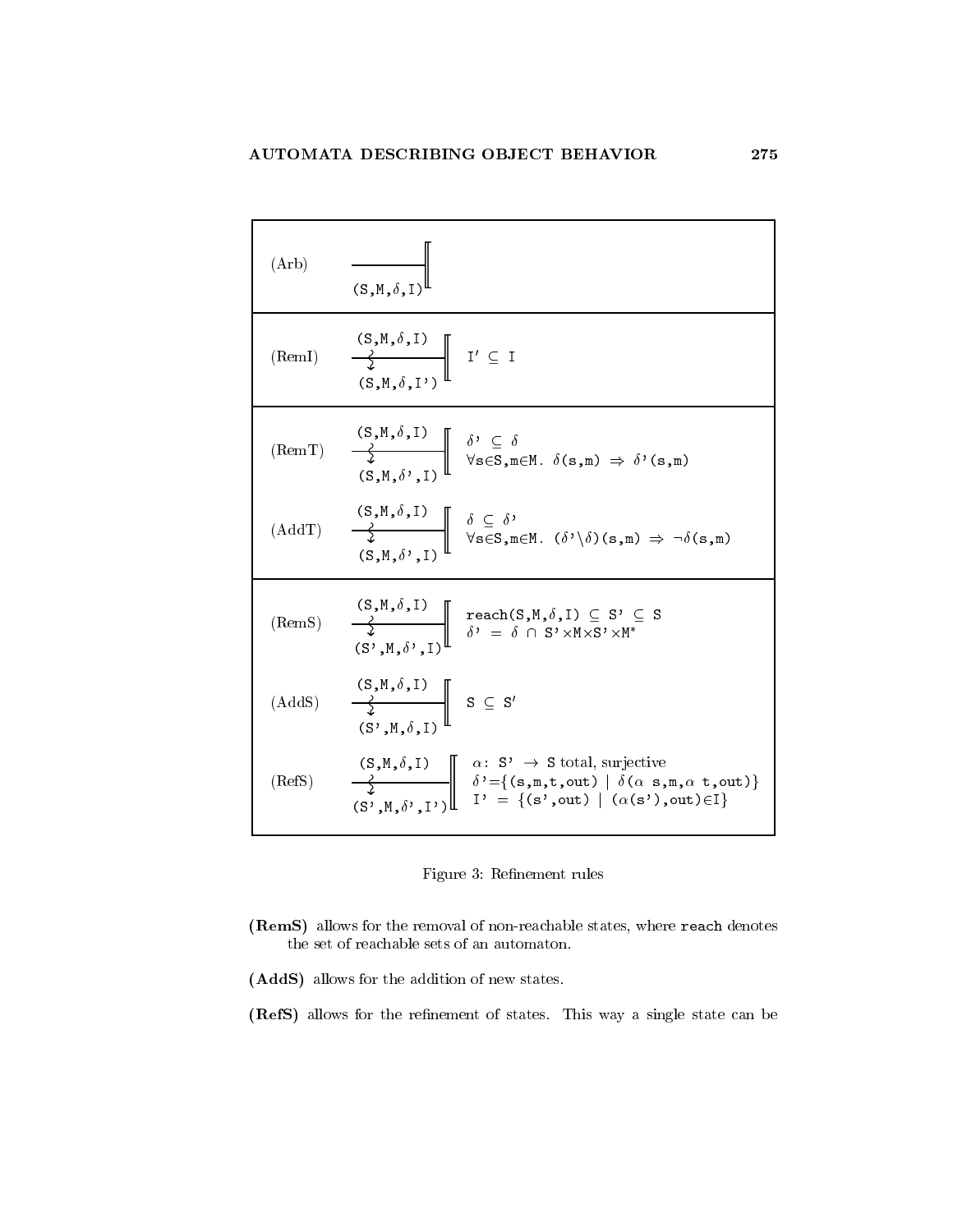| Rule | Derivation | Conditions |
|---|---|---|
| (Arb) | $\dfrac{}{(S,M,\delta,I)}$ | |
| (RemI) | $\dfrac{(S,M,\delta,I)}{(S,M,\delta,I')}$ | $I' \subseteq I$ |
| (RemT) | $\dfrac{(S,M,\delta,I)}{(S,M,\delta',I)}$ | $\delta' \subseteq \delta$<br>$\forall s \in S, m \in M.\ \delta(s,m) \Rightarrow \delta'(s,m)$ |
| (AddT) | $\dfrac{(S,M,\delta,I)}{(S,M,\delta',I)}$ | $\delta \subseteq \delta'$<br>$\forall s \in S, m \in M.\ (\delta' \setminus \delta)(s,m) \Rightarrow \neg\delta(s,m)$ |
| (RemS) | $\dfrac{(S,M,\delta,I)}{(S',M,\delta',I)}$ | $reach(S,M,\delta,I) \subseteq S' \subseteq S$<br>$\delta' = \delta \cap S' \times M \times S' \times M^*$ |
| (AddS) | $\dfrac{(S,M,\delta,I)}{(S',M,\delta,I)}$ | $S \subseteq S'$ |
| (RefS) | $\dfrac{(S,M,\delta,I)}{(S',M,\delta',I')}$ | $\alpha: S' \rightarrow S$ total, surjective<br>$\delta' = \{(s,m,t,out) \mid \delta(\alpha\ s,m,\alpha\ t,out)\}$<br>$I' = \{(s',out) \mid (\alpha(s'),out) \in I\}$ |

Figure 3: Refinement rules

**(RemS)** allows for the removal of non-reachable states, where `reach` denotes the set of reachable sets of an automaton.

**(AddS)** allows for the addition of new states.

**(RefS)** allows for the refinement of states. This way a single state can be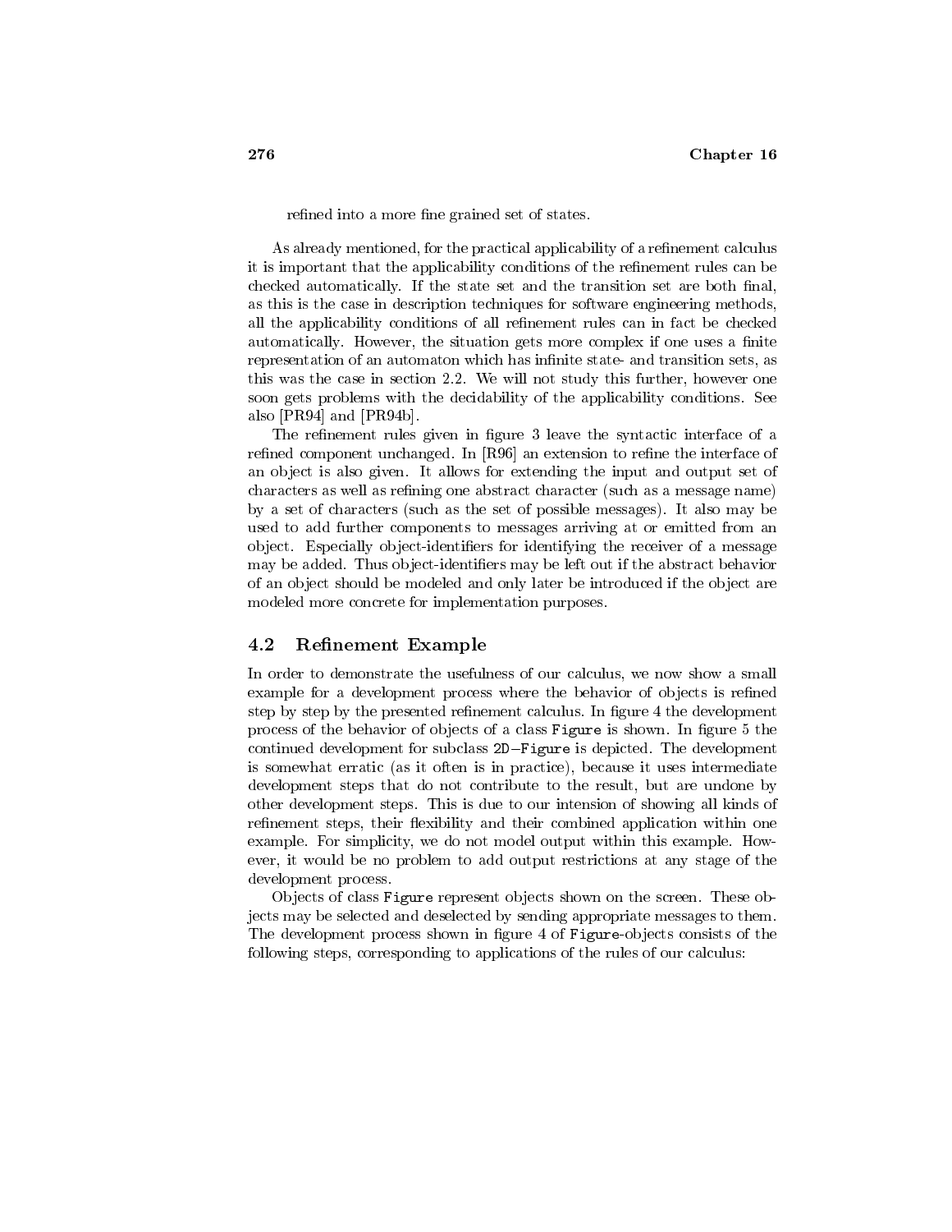refined into a more fine grained set of states.

As already mentioned, for the practical applicability of a refinement calculus it is important that the applicability conditions of the refinement rules can be checked automatically. If the state set and the transition set are both final, as this is the case in description techniques for software engineering methods, all the applicability conditions of all refinement rules can in fact be checked automatically. However, the situation gets more complex if one uses a finite representation of an automaton which has infinite state- and transition sets, as this was the case in section 2.2. We will not study this further, however one soon gets problems with the decidability of the applicability conditions. See also [PR94] and [PR94b].

The refinement rules given in figure 3 leave the syntactic interface of a refined component unchanged. In [R96] an extension to refine the interface of an object is also given. It allows for extending the input and output set of characters as well as refining one abstract character (such as a message name) by a set of characters (such as the set of possible messages). It also may be used to add further components to messages arriving at or emitted from an object. Especially object-identifiers for identifying the receiver of a message may be added. Thus object-identifiers may be left out if the abstract behavior of an object should be modeled and only later be introduced if the object are modeled more concrete for implementation purposes.

## 4.2 Refinement Example

In order to demonstrate the usefulness of our calculus, we now show a small example for a development process where the behavior of objects is refined step by step by the presented refinement calculus. In figure 4 the development process of the behavior of objects of a class `Figure` is shown. In figure 5 the continued development for subclass `2D−Figure` is depicted. The development is somewhat erratic (as it often is in practice), because it uses intermediate development steps that do not contribute to the result, but are undone by other development steps. This is due to our intension of showing all kinds of refinement steps, their flexibility and their combined application within one example. For simplicity, we do not model output within this example. However, it would be no problem to add output restrictions at any stage of the development process.

Objects of class `Figure` represent objects shown on the screen. These objects may be selected and deselected by sending appropriate messages to them. The development process shown in figure 4 of `Figure`-objects consists of the following steps, corresponding to applications of the rules of our calculus: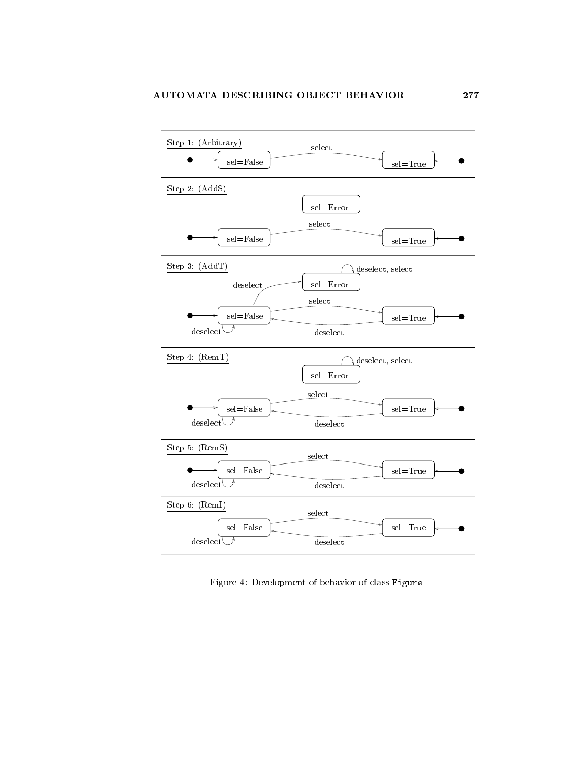Step 1: (Arbitrary)

Step 2: (AddS)

Step 3: (AddT)

Step 4: (RemT)

Step 5: (RemS)

Step 6: (RemI)

Figure 4: Development of behavior of class `Figure`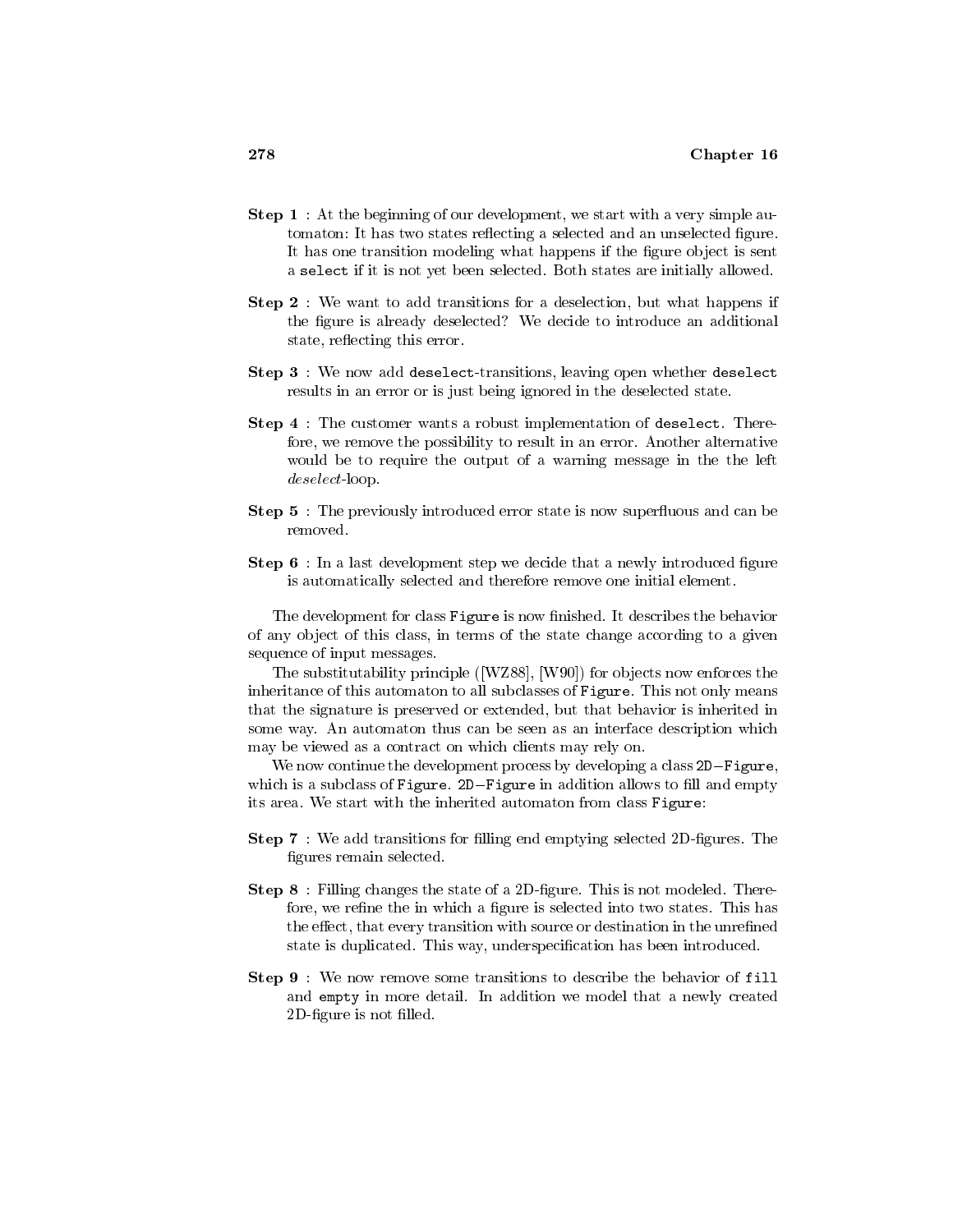**Step 1** : At the beginning of our development, we start with a very simple automaton: It has two states reflecting a selected and an unselected figure. It has one transition modeling what happens if the figure object is sent a `select` if it is not yet been selected. Both states are initially allowed.

**Step 2** : We want to add transitions for a deselection, but what happens if the figure is already deselected? We decide to introduce an additional state, reflecting this error.

**Step 3** : We now add `deselect`-transitions, leaving open whether `deselect` results in an error or is just being ignored in the deselected state.

**Step 4** : The customer wants a robust implementation of `deselect`. Therefore, we remove the possibility to result in an error. Another alternative would be to require the output of a warning message in the the left *deselect*-loop.

**Step 5** : The previously introduced error state is now superfluous and can be removed.

**Step 6** : In a last development step we decide that a newly introduced figure is automatically selected and therefore remove one initial element.

The development for class `Figure` is now finished. It describes the behavior of any object of this class, in terms of the state change according to a given sequence of input messages.

The substitutability principle ([WZ88], [W90]) for objects now enforces the inheritance of this automaton to all subclasses of `Figure`. This not only means that the signature is preserved or extended, but that behavior is inherited in some way. An automaton thus can be seen as an interface description which may be viewed as a contract on which clients may rely on.

We now continue the development process by developing a class `2D−Figure`, which is a subclass of `Figure`. `2D−Figure` in addition allows to fill and empty its area. We start with the inherited automaton from class `Figure`:

**Step 7** : We add transitions for filling end emptying selected 2D-figures. The figures remain selected.

**Step 8** : Filling changes the state of a 2D-figure. This is not modeled. Therefore, we refine the in which a figure is selected into two states. This has the effect, that every transition with source or destination in the unrefined state is duplicated. This way, underspecification has been introduced.

**Step 9** : We now remove some transitions to describe the behavior of `fill` and `empty` in more detail. In addition we model that a newly created 2D-figure is not filled.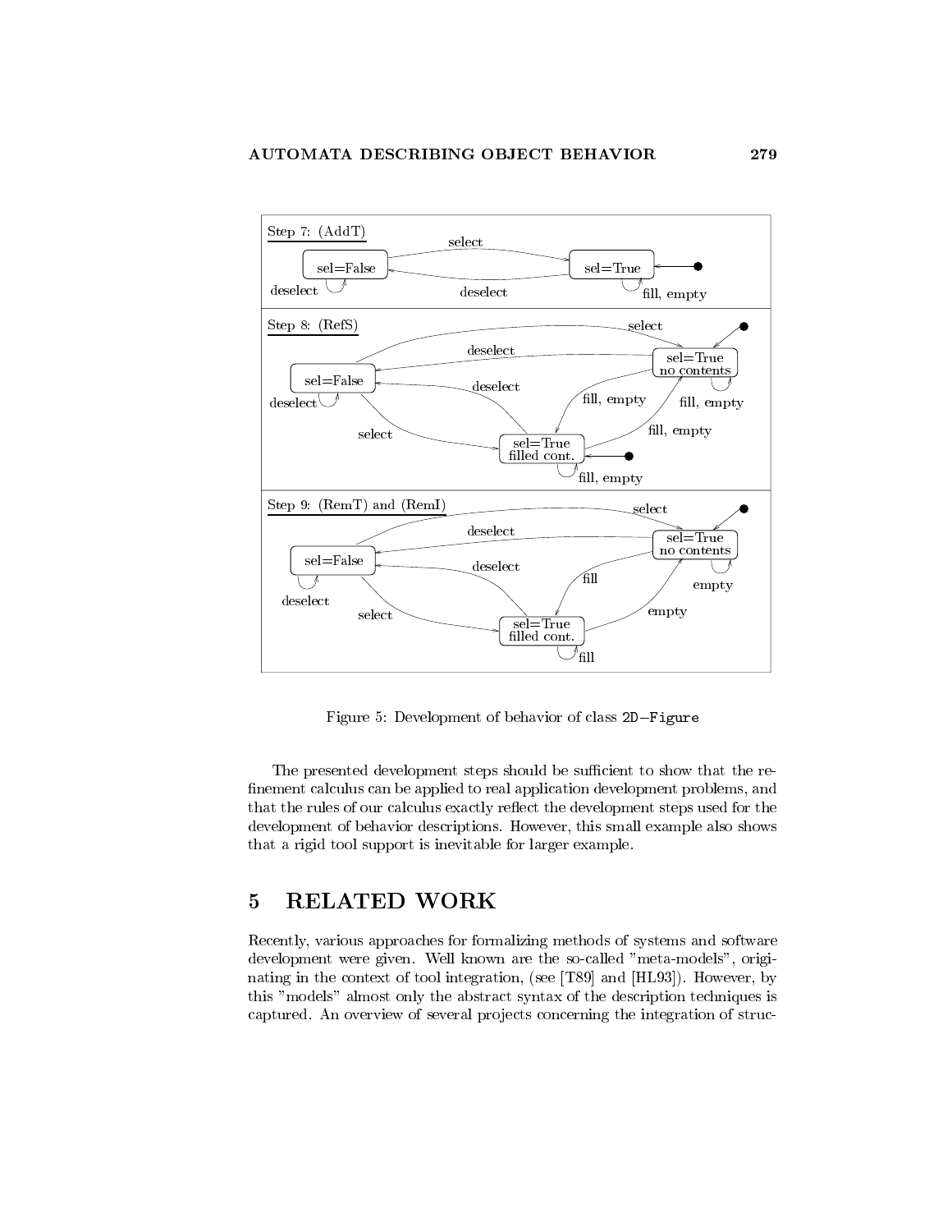Figure 5: Development of behavior of class 2D−Figure

The presented development steps should be sufficient to show that the refinement calculus can be applied to real application development problems, and that the rules of our calculus exactly reflect the development steps used for the development of behavior descriptions. However, this small example also shows that a rigid tool support is inevitable for larger example.

# 5 RELATED WORK

Recently, various approaches for formalizing methods of systems and software development were given. Well known are the so-called "meta-models", originating in the context of tool integration, (see [T89] and [HL93]). However, by this "models" almost only the abstract syntax of the description techniques is captured. An overview of several projects concerning the integration of struc-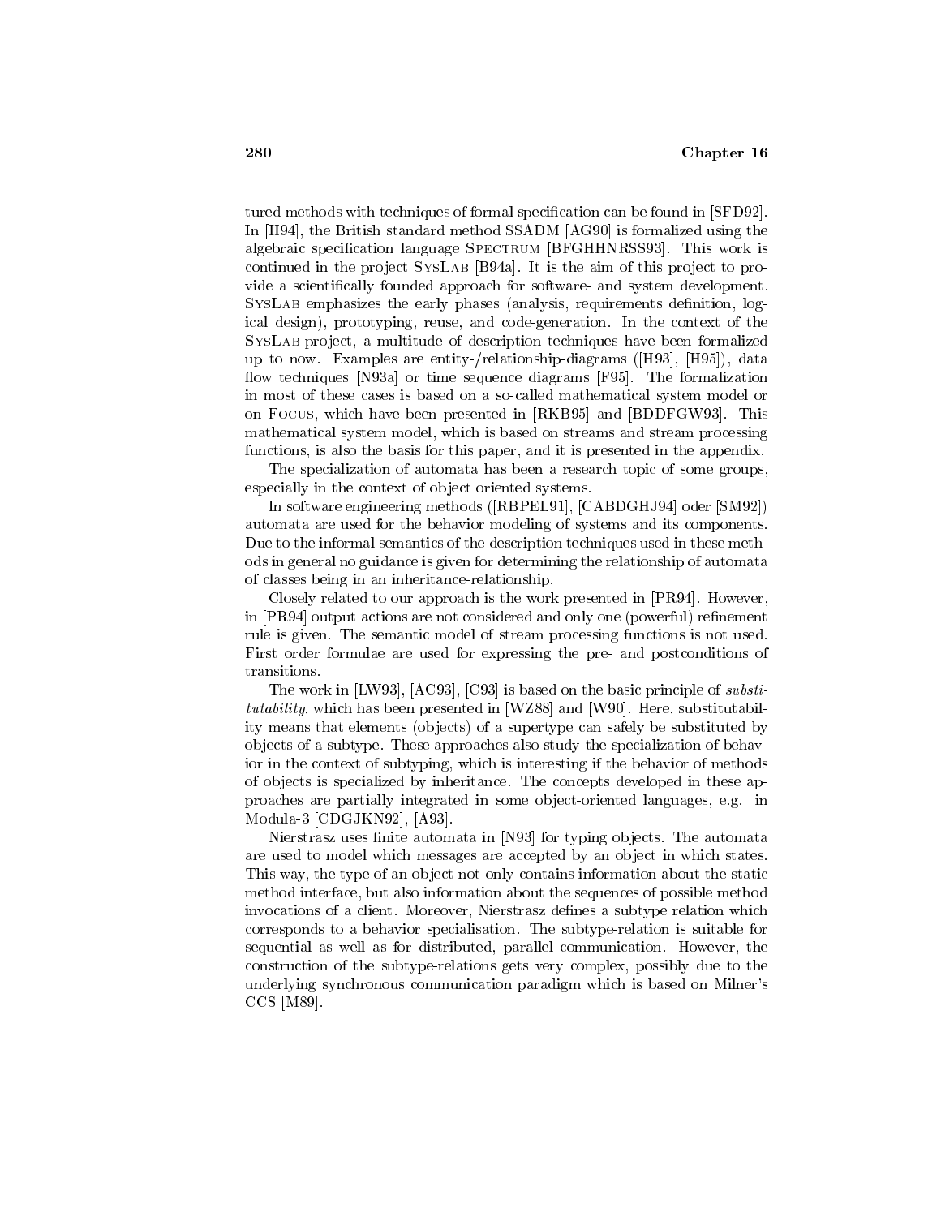tured methods with techniques of formal specification can be found in [SFD92]. In [H94], the British standard method SSADM [AG90] is formalized using the algebraic specification language Spectrum [BFGHHNRSS93]. This work is continued in the project SysLab [B94a]. It is the aim of this project to provide a scientifically founded approach for software- and system development. SysLab emphasizes the early phases (analysis, requirements definition, logical design), prototyping, reuse, and code-generation. In the context of the SysLab-project, a multitude of description techniques have been formalized up to now. Examples are entity-/relationship-diagrams ([H93], [H95]), data flow techniques [N93a] or time sequence diagrams [F95]. The formalization in most of these cases is based on a so-called mathematical system model or on Focus, which have been presented in [RKB95] and [BDDFGW93]. This mathematical system model, which is based on streams and stream processing functions, is also the basis for this paper, and it is presented in the appendix.

The specialization of automata has been a research topic of some groups, especially in the context of object oriented systems.

In software engineering methods ([RBPEL91], [CABDGHJ94] oder [SM92]) automata are used for the behavior modeling of systems and its components. Due to the informal semantics of the description techniques used in these methods in general no guidance is given for determining the relationship of automata of classes being in an inheritance-relationship.

Closely related to our approach is the work presented in [PR94]. However, in [PR94] output actions are not considered and only one (powerful) refinement rule is given. The semantic model of stream processing functions is not used. First order formulae are used for expressing the pre- and postconditions of transitions.

The work in [LW93], [AC93], [C93] is based on the basic principle of *substitutability*, which has been presented in [WZ88] and [W90]. Here, substitutability means that elements (objects) of a supertype can safely be substituted by objects of a subtype. These approaches also study the specialization of behavior in the context of subtyping, which is interesting if the behavior of methods of objects is specialized by inheritance. The concepts developed in these approaches are partially integrated in some object-oriented languages, e.g. in Modula-3 [CDGJKN92], [A93].

Nierstrasz uses finite automata in [N93] for typing objects. The automata are used to model which messages are accepted by an object in which states. This way, the type of an object not only contains information about the static method interface, but also information about the sequences of possible method invocations of a client. Moreover, Nierstrasz defines a subtype relation which corresponds to a behavior specialisation. The subtype-relation is suitable for sequential as well as for distributed, parallel communication. However, the construction of the subtype-relations gets very complex, possibly due to the underlying synchronous communication paradigm which is based on Milner's CCS [M89].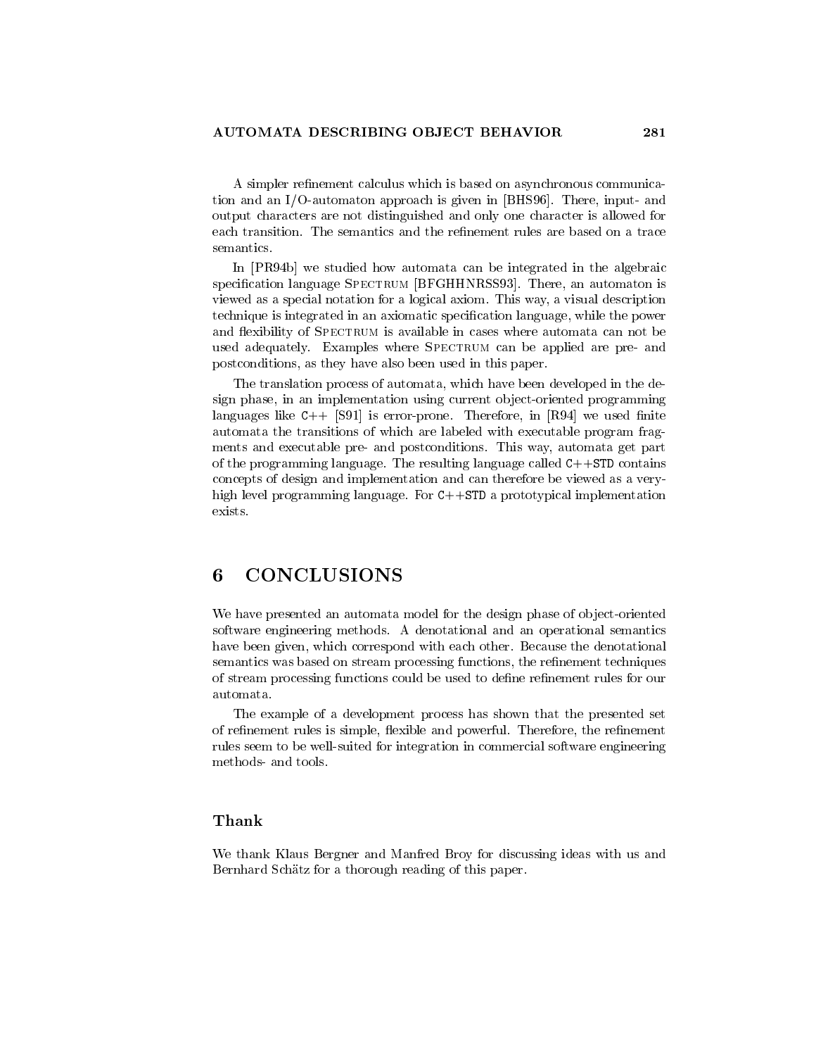A simpler refinement calculus which is based on asynchronous communication and an I/O-automaton approach is given in [BHS96]. There, input- and output characters are not distinguished and only one character is allowed for each transition. The semantics and the refinement rules are based on a trace semantics.

In [PR94b] we studied how automata can be integrated in the algebraic specification language SPECTRUM [BFGHHNRSS93]. There, an automaton is viewed as a special notation for a logical axiom. This way, a visual description technique is integrated in an axiomatic specification language, while the power and flexibility of SPECTRUM is available in cases where automata can not be used adequately. Examples where SPECTRUM can be applied are pre- and postconditions, as they have also been used in this paper.

The translation process of automata, which have been developed in the design phase, in an implementation using current object-oriented programming languages like `C++` [S91] is error-prone. Therefore, in [R94] we used finite automata the transitions of which are labeled with executable program fragments and executable pre- and postconditions. This way, automata get part of the programming language. The resulting language called `C++STD` contains concepts of design and implementation and can therefore be viewed as a very-high level programming language. For `C++STD` a prototypical implementation exists.

# 6 CONCLUSIONS

We have presented an automata model for the design phase of object-oriented software engineering methods. A denotational and an operational semantics have been given, which correspond with each other. Because the denotational semantics was based on stream processing functions, the refinement techniques of stream processing functions could be used to define refinement rules for our automata.

The example of a development process has shown that the presented set of refinement rules is simple, flexible and powerful. Therefore, the refinement rules seem to be well-suited for integration in commercial software engineering methods- and tools.

## Thank

We thank Klaus Bergner and Manfred Broy for discussing ideas with us and Bernhard Schätz for a thorough reading of this paper.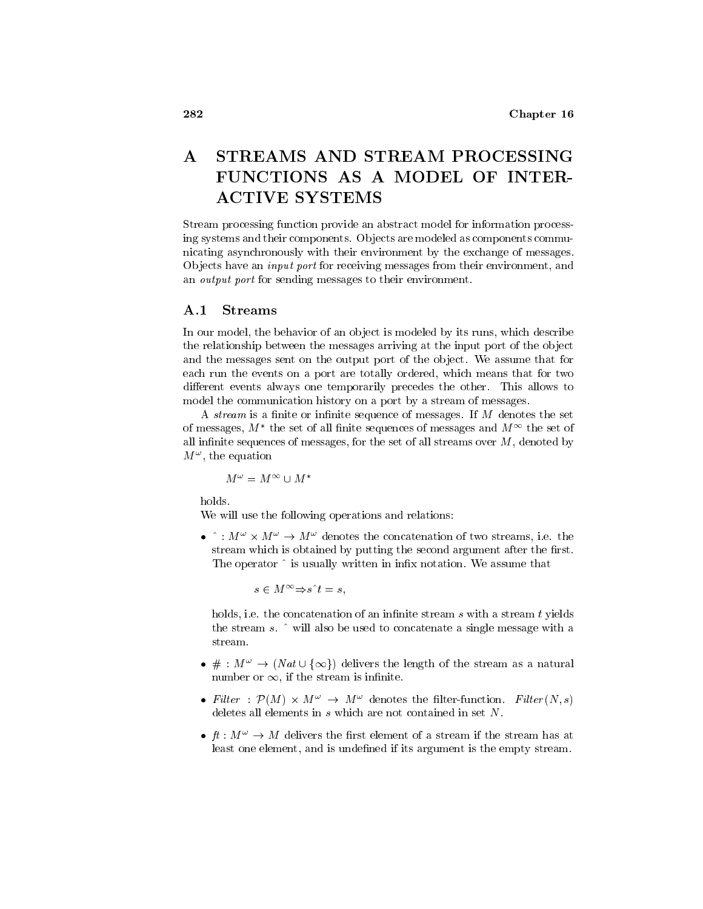# A STREAMS AND STREAM PROCESSING FUNCTIONS AS A MODEL OF INTERACTIVE SYSTEMS

Stream processing function provide an abstract model for information processing systems and their components. Objects are modeled as components communicating asynchronously with their environment by the exchange of messages. Objects have an *input port* for receiving messages from their environment, and an *output port* for sending messages to their environment.

## A.1 Streams

In our model, the behavior of an object is modeled by its runs, which describe the relationship between the messages arriving at the input port of the object and the messages sent on the output port of the object. We assume that for each run the events on a port are totally ordered, which means that for two different events always one temporarily precedes the other. This allows to model the communication history on a port by a stream of messages.

A *stream* is a finite or infinite sequence of messages. If $M$ denotes the set of messages, $M^*$ the set of all finite sequences of messages and $M^\infty$ the set of all infinite sequences of messages, for the set of all streams over $M$, denoted by $M^\omega$, the equation

$$M^\omega = M^\infty \cup M^*$$

holds.

We will use the following operations and relations:

- $\hat{}\ : M^\omega \times M^\omega \rightarrow M^\omega$ denotes the concatenation of two streams, i.e. the stream which is obtained by putting the second argument after the first. The operator $\hat{}$ is usually written in infix notation. We assume that

  $$s \in M^\infty \Rightarrow s\hat{}t = s,$$

  holds, i.e. the concatenation of an infinite stream $s$ with a stream $t$ yields the stream $s$. $\hat{}$ will also be used to concatenate a single message with a stream.

- $\# : M^\omega \rightarrow (Nat \cup \{\infty\})$ delivers the length of the stream as a natural number or $\infty$, if the stream is infinite.

- $Filter : \mathcal{P}(M) \times M^\omega \rightarrow M^\omega$ denotes the filter-function. $Filter(N, s)$ deletes all elements in $s$ which are not contained in set $N$.

- $ft : M^\omega \rightarrow M$ delivers the first element of a stream if the stream has at least one element, and is undefined if its argument is the empty stream.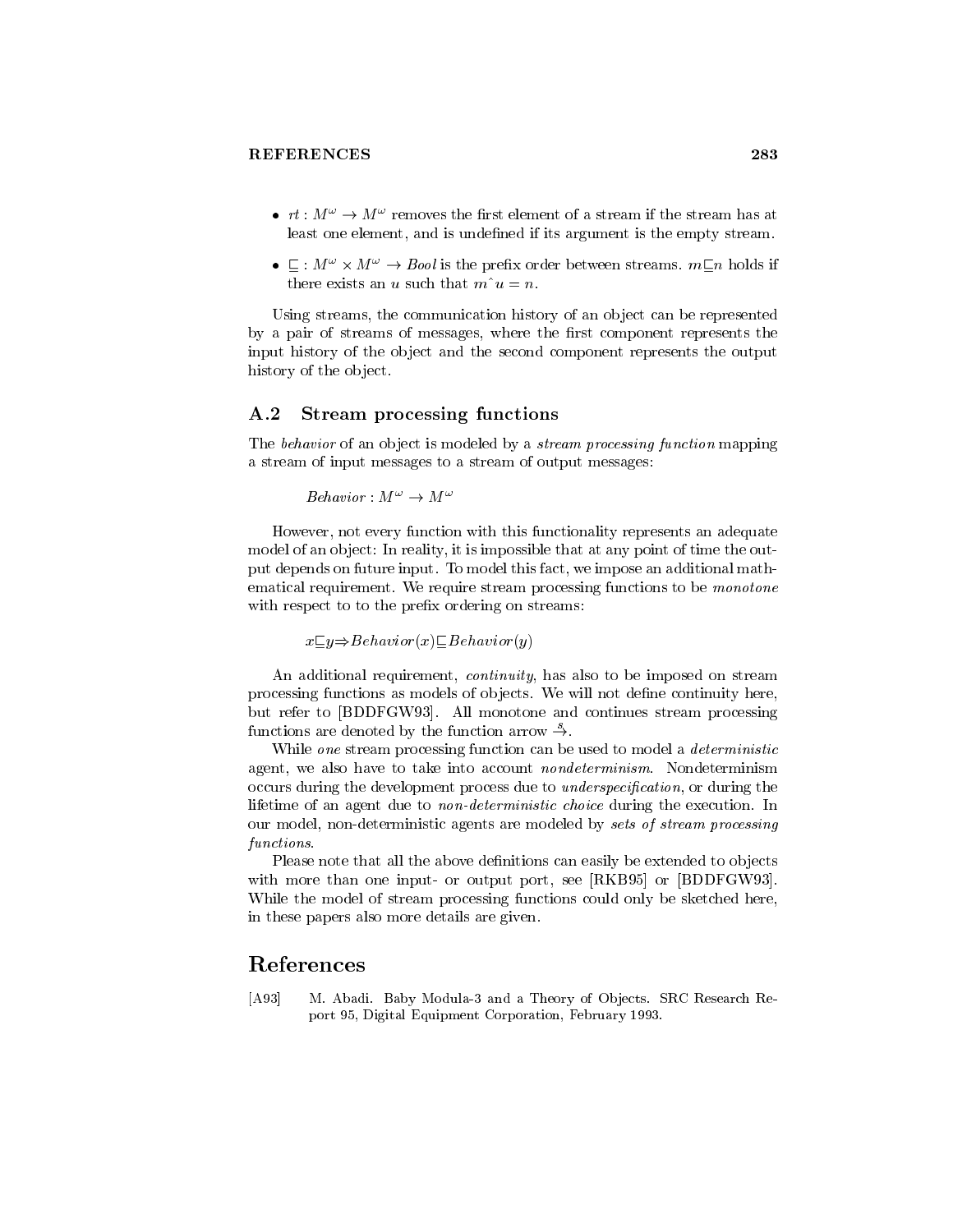- $rt : M^\omega \rightarrow M^\omega$ removes the first element of a stream if the stream has at least one element, and is undefined if its argument is the empty stream.

- $\sqsubseteq : M^\omega \times M^\omega \rightarrow Bool$ is the prefix order between streams. $m \sqsubseteq n$ holds if there exists an $u$ such that $m \hat{\ } u = n$.

Using streams, the communication history of an object can be represented by a pair of streams of messages, where the first component represents the input history of the object and the second component represents the output history of the object.

## A.2 Stream processing functions

The *behavior* of an object is modeled by a *stream processing function* mapping a stream of input messages to a stream of output messages:

$$Behavior : M^\omega \rightarrow M^\omega$$

However, not every function with this functionality represents an adequate model of an object: In reality, it is impossible that at any point of time the output depends on future input. To model this fact, we impose an additional mathematical requirement. We require stream processing functions to be *monotone* with respect to to the prefix ordering on streams:

$$x \sqsubseteq y \Rightarrow Behavior(x) \sqsubseteq Behavior(y)$$

An additional requirement, *continuity*, has also to be imposed on stream processing functions as models of objects. We will not define continuity here, but refer to [BDDFGW93]. All monotone and continues stream processing functions are denoted by the function arrow $\stackrel{s}{\rightarrow}$.

While *one* stream processing function can be used to model a *deterministic* agent, we also have to take into account *nondeterminism*. Nondeterminism occurs during the development process due to *underspecification*, or during the lifetime of an agent due to *non-deterministic choice* during the execution. In our model, non-deterministic agents are modeled by *sets of stream processing functions*.

Please note that all the above definitions can easily be extended to objects with more than one input- or output port, see [RKB95] or [BDDFGW93]. While the model of stream processing functions could only be sketched here, in these papers also more details are given.

# References

[A93] M. Abadi. Baby Modula-3 and a Theory of Objects. SRC Research Report 95, Digital Equipment Corporation, February 1993.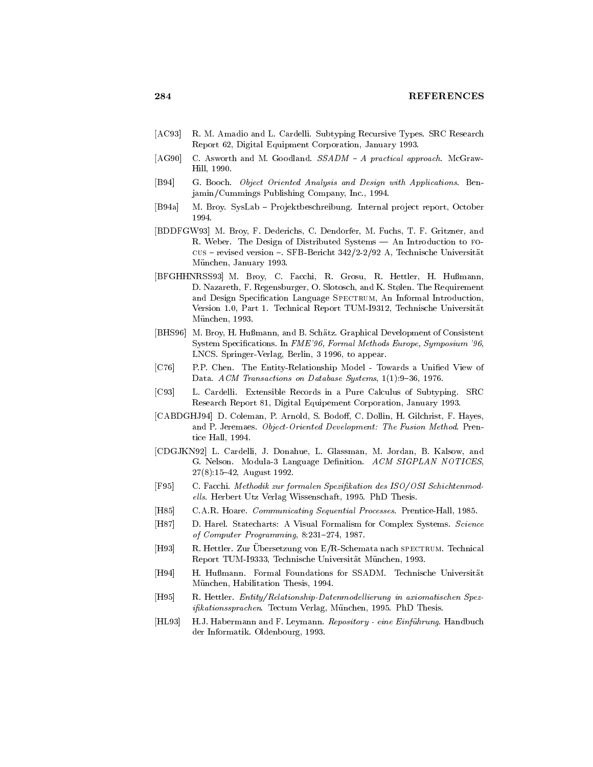[AC93] R. M. Amadio and L. Cardelli. Subtyping Recursive Types. SRC Research Report 62, Digital Equipment Corporation, January 1993.

[AG90] C. Asworth and M. Goodland. *SSADM – A practical approach*. McGraw-Hill, 1990.

[B94] G. Booch. *Object Oriented Analysis and Design with Applications*. Benjamin/Cummings Publishing Company, Inc., 1994.

[B94a] M. Broy. SysLab – Projektbeschreibung. Internal project report, October 1994.

[BDDFGW93] M. Broy, F. Dederichs, C. Dendorfer, M. Fuchs, T. F. Gritzner, and R. Weber. The Design of Distributed Systems — An Introduction to FOCUS – revised version –. SFB-Bericht 342/2-2/92 A, Technische Universität München, January 1993.

[BFGHHNRSS93] M. Broy, C. Facchi, R. Grosu, R. Hettler, H. Hußmann, D. Nazareth, F. Regensburger, O. Slotosch, and K. Stølen. The Requirement and Design Specification Language SPECTRUM, An Informal Introduction, Version 1.0, Part 1. Technical Report TUM-I9312, Technische Universität München, 1993.

[BHS96] M. Broy, H. Hußmann, and B. Schätz. Graphical Development of Consistent System Specifications. In *FME'96, Formal Methods Europe, Symposium '96*, LNCS. Springer-Verlag, Berlin, 3 1996, to appear.

[C76] P.P. Chen. The Entity-Relationship Model - Towards a Unified View of Data. *ACM Transactions on Database Systems*, 1(1):9–36, 1976.

[C93] L. Cardelli. Extensible Records in a Pure Calculus of Subtyping. SRC Research Report 81, Digital Equipement Corporation, January 1993.

[CABDGHJ94] D. Coleman, P. Arnold, S. Bodoff, C. Dollin, H. Gilchrist, F. Hayes, and P. Jeremaes. *Object-Oriented Development: The Fusion Method*. Prentice Hall, 1994.

[CDGJKN92] L. Cardelli, J. Donahue, L. Glassman, M. Jordan, B. Kalsow, and G. Nelson. Modula-3 Language Definition. *ACM SIGPLAN NOTICES*, 27(8):15–42, August 1992.

[F95] C. Facchi. *Methodik zur formalen Spezifikation des ISO/OSI Schichtenmodells*. Herbert Utz Verlag Wissenschaft, 1995. PhD Thesis.

[H85] C.A.R. Hoare. *Communicating Sequential Processes*. Prentice-Hall, 1985.

[H87] D. Harel. Statecharts: A Visual Formalism for Complex Systems. *Science of Computer Programming*, 8:231–274, 1987.

[H93] R. Hettler. Zur Übersetzung von E/R-Schemata nach SPECTRUM. Technical Report TUM-I9333, Technische Universität München, 1993.

[H94] H. Hußmann. Formal Foundations for SSADM. Technische Universität München, Habilitation Thesis, 1994.

[H95] R. Hettler. *Entity/Relationship-Datenmodellierung in axiomatischen Spezifikationssprachen*. Tectum Verlag, München, 1995. PhD Thesis.

[HL93] H.J. Habermann and F. Leymann. *Repository - eine Einführung*. Handbuch der Informatik. Oldenbourg, 1993.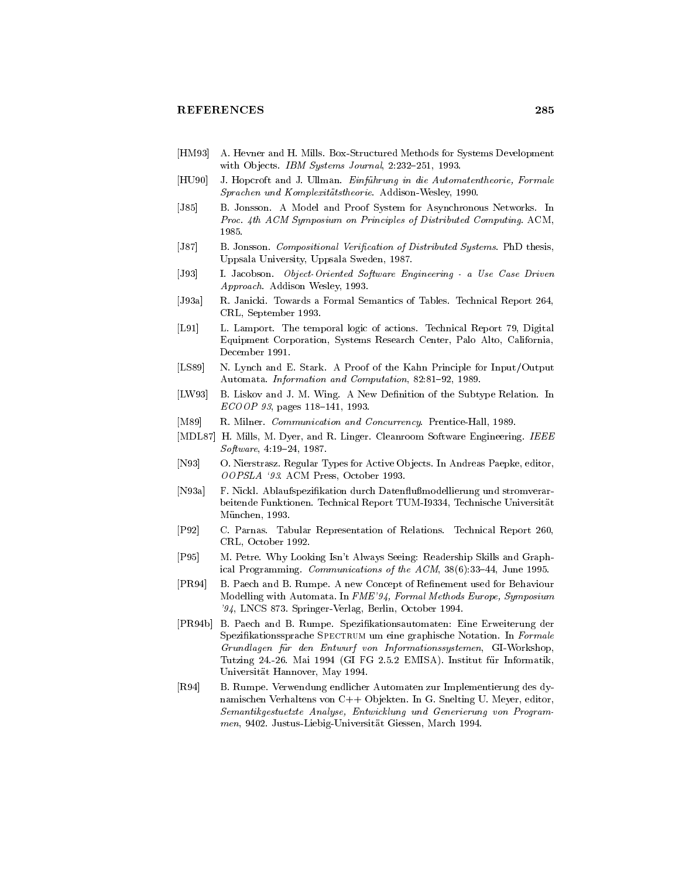[HM93] A. Hevner and H. Mills. Box-Structured Methods for Systems Development with Objects. *IBM Systems Journal*, 2:232–251, 1993.

[HU90] J. Hopcroft and J. Ullman. *Einführung in die Automatentheorie, Formale Sprachen und Komplexitätstheorie*. Addison-Wesley, 1990.

[J85] B. Jonsson. A Model and Proof System for Asynchronous Networks. In *Proc. 4th ACM Symposium on Principles of Distributed Computing*. ACM, 1985.

[J87] B. Jonsson. *Compositional Verification of Distributed Systems*. PhD thesis, Uppsala University, Uppsala Sweden, 1987.

[J93] I. Jacobson. *Object-Oriented Software Engineering - a Use Case Driven Approach*. Addison Wesley, 1993.

[J93a] R. Janicki. Towards a Formal Semantics of Tables. Technical Report 264, CRL, September 1993.

[L91] L. Lamport. The temporal logic of actions. Technical Report 79, Digital Equipment Corporation, Systems Research Center, Palo Alto, California, December 1991.

[LS89] N. Lynch and E. Stark. A Proof of the Kahn Principle for Input/Output Automata. *Information and Computation*, 82:81–92, 1989.

[LW93] B. Liskov and J. M. Wing. A New Definition of the Subtype Relation. In *ECOOP 93*, pages 118–141, 1993.

[M89] R. Milner. *Communication and Concurrency*. Prentice-Hall, 1989.

[MDL87] H. Mills, M. Dyer, and R. Linger. Cleanroom Software Engineering. *IEEE Software*, 4:19–24, 1987.

[N93] O. Nierstrasz. Regular Types for Active Objects. In Andreas Paepke, editor, *OOPSLA '93*. ACM Press, October 1993.

[N93a] F. Nickl. Ablaufspezifikation durch Datenflußmodellierung und stromverarbeitende Funktionen. Technical Report TUM-I9334, Technische Universität München, 1993.

[P92] C. Parnas. Tabular Representation of Relations. Technical Report 260, CRL, October 1992.

[P95] M. Petre. Why Looking Isn't Always Seeing: Readership Skills and Graphical Programming. *Communications of the ACM*, 38(6):33–44, June 1995.

[PR94] B. Paech and B. Rumpe. A new Concept of Refinement used for Behaviour Modelling with Automata. In *FME'94, Formal Methods Europe, Symposium '94*, LNCS 873. Springer-Verlag, Berlin, October 1994.

[PR94b] B. Paech and B. Rumpe. Spezifikationsautomaten: Eine Erweiterung der Spezifikationssprache SPECTRUM um eine graphische Notation. In *Formale Grundlagen für den Entwurf von Informationssystemen*, GI-Workshop, Tutzing 24.-26. Mai 1994 (GI FG 2.5.2 EMISA). Institut für Informatik, Universität Hannover, May 1994.

[R94] B. Rumpe. Verwendung endlicher Automaten zur Implementierung des dynamischen Verhaltens von C++ Objekten. In G. Snelting U. Meyer, editor, *Semantikgestuetzte Analyse, Entwicklung und Generierung von Programmen*, 9402. Justus-Liebig-Universität Giessen, March 1994.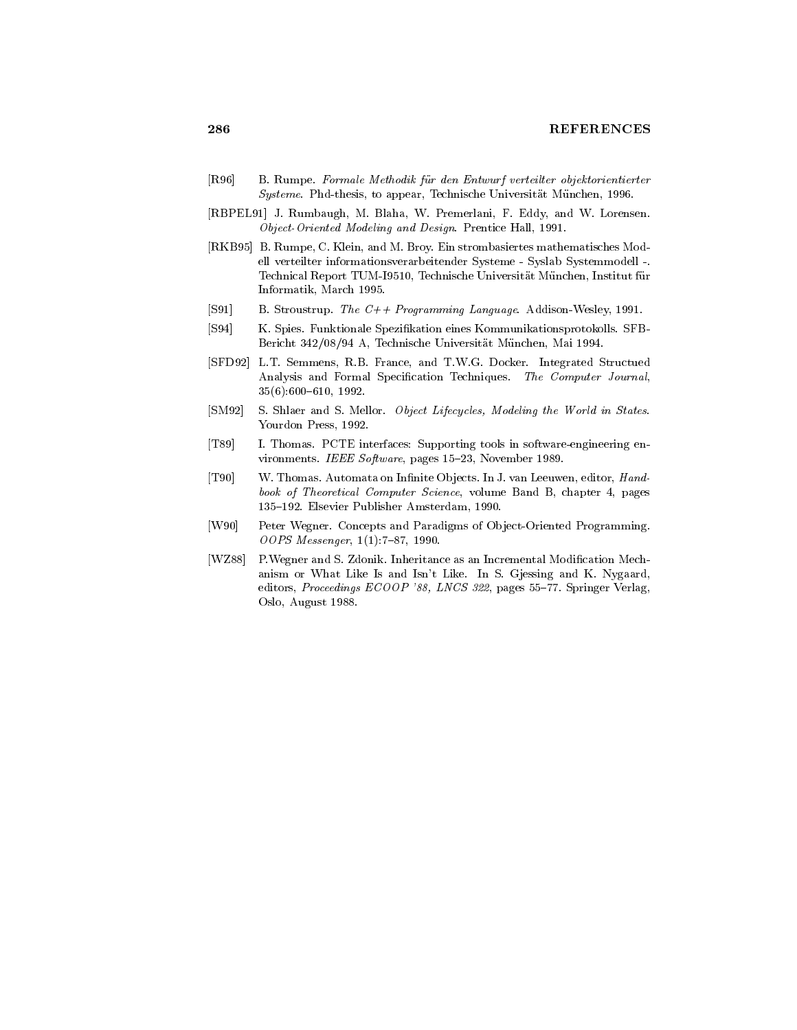[R96] B. Rumpe. *Formale Methodik für den Entwurf verteilter objektorientierter Systeme*. Phd-thesis, to appear, Technische Universität München, 1996.

[RBPEL91] J. Rumbaugh, M. Blaha, W. Premerlani, F. Eddy, and W. Lorensen. *Object-Oriented Modeling and Design*. Prentice Hall, 1991.

[RKB95] B. Rumpe, C. Klein, and M. Broy. Ein strombasiertes mathematisches Modell verteilter informationsverarbeitender Systeme - Syslab Systemmodell -. Technical Report TUM-I9510, Technische Universität München, Institut für Informatik, March 1995.

[S91] B. Stroustrup. *The C++ Programming Language*. Addison-Wesley, 1991.

[S94] K. Spies. Funktionale Spezifikation eines Kommunikationsprotokolls. SFB-Bericht 342/08/94 A, Technische Universität München, Mai 1994.

[SFD92] L.T. Semmens, R.B. France, and T.W.G. Docker. Integrated Structued Analysis and Formal Specification Techniques. *The Computer Journal*, 35(6):600–610, 1992.

[SM92] S. Shlaer and S. Mellor. *Object Lifecycles, Modeling the World in States*. Yourdon Press, 1992.

[T89] I. Thomas. PCTE interfaces: Supporting tools in software-engineering environments. *IEEE Software*, pages 15–23, November 1989.

[T90] W. Thomas. Automata on Infinite Objects. In J. van Leeuwen, editor, *Handbook of Theoretical Computer Science*, volume Band B, chapter 4, pages 135–192. Elsevier Publisher Amsterdam, 1990.

[W90] Peter Wegner. Concepts and Paradigms of Object-Oriented Programming. *OOPS Messenger*, 1(1):7–87, 1990.

[WZ88] P.Wegner and S. Zdonik. Inheritance as an Incremental Modification Mechanism or What Like Is and Isn't Like. In S. Gjessing and K. Nygaard, editors, *Proceedings ECOOP '88, LNCS 322*, pages 55–77. Springer Verlag, Oslo, August 1988.